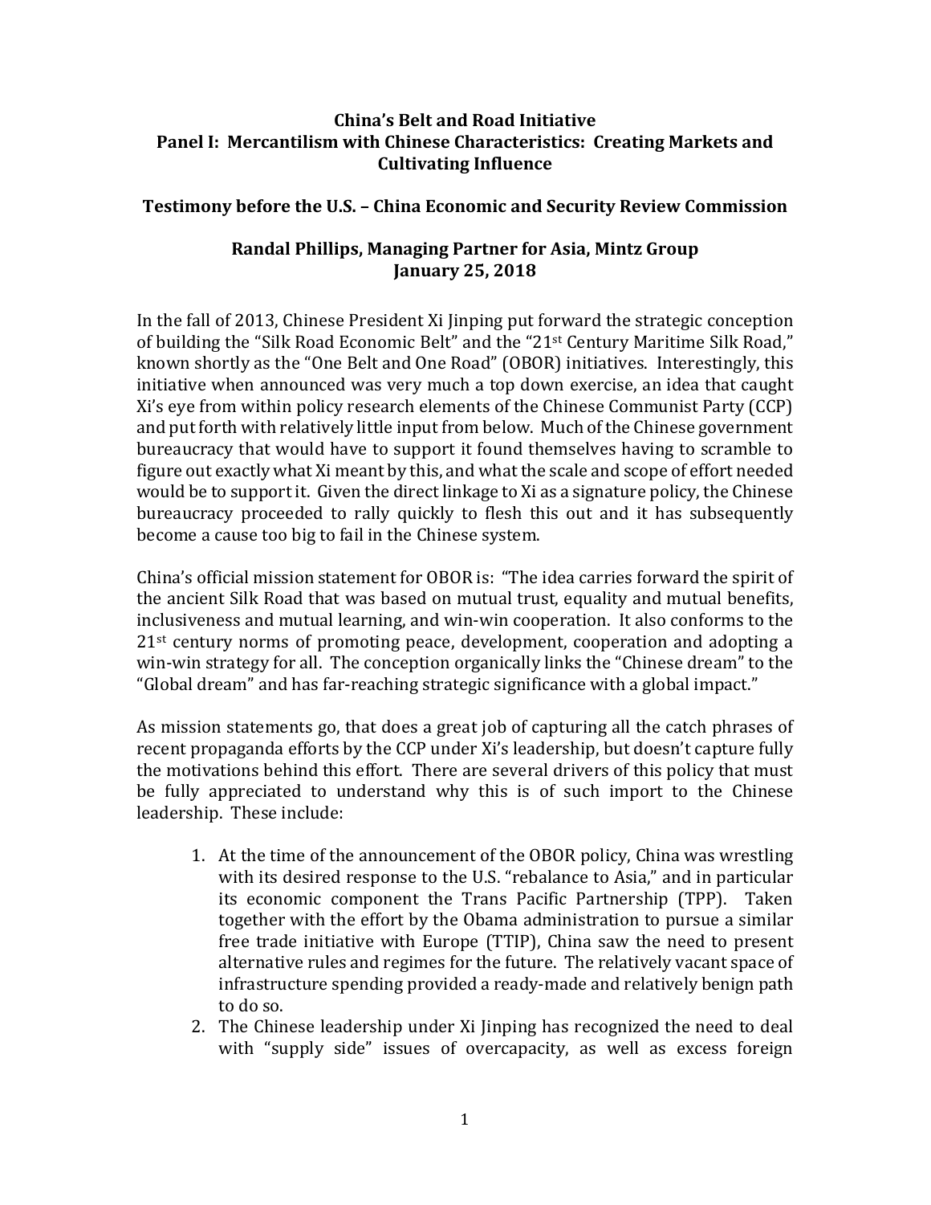**China's Belt and Road Initiative**
**Panel I: Mercantilism with Chinese Characteristics: Creating Markets and Cultivating Influence**

**Testimony before the U.S. – China Economic and Security Review Commission**

**Randal Phillips, Managing Partner for Asia, Mintz Group**
**January 25, 2018**

In the fall of 2013, Chinese President Xi Jinping put forward the strategic conception of building the "Silk Road Economic Belt" and the "21st Century Maritime Silk Road," known shortly as the "One Belt and One Road" (OBOR) initiatives. Interestingly, this initiative when announced was very much a top down exercise, an idea that caught Xi's eye from within policy research elements of the Chinese Communist Party (CCP) and put forth with relatively little input from below. Much of the Chinese government bureaucracy that would have to support it found themselves having to scramble to figure out exactly what Xi meant by this, and what the scale and scope of effort needed would be to support it. Given the direct linkage to Xi as a signature policy, the Chinese bureaucracy proceeded to rally quickly to flesh this out and it has subsequently become a cause too big to fail in the Chinese system.

China's official mission statement for OBOR is: "The idea carries forward the spirit of the ancient Silk Road that was based on mutual trust, equality and mutual benefits, inclusiveness and mutual learning, and win-win cooperation. It also conforms to the 21st century norms of promoting peace, development, cooperation and adopting a win-win strategy for all. The conception organically links the "Chinese dream" to the "Global dream" and has far-reaching strategic significance with a global impact."

As mission statements go, that does a great job of capturing all the catch phrases of recent propaganda efforts by the CCP under Xi's leadership, but doesn't capture fully the motivations behind this effort. There are several drivers of this policy that must be fully appreciated to understand why this is of such import to the Chinese leadership. These include:

1. At the time of the announcement of the OBOR policy, China was wrestling with its desired response to the U.S. "rebalance to Asia," and in particular its economic component the Trans Pacific Partnership (TPP). Taken together with the effort by the Obama administration to pursue a similar free trade initiative with Europe (TTIP), China saw the need to present alternative rules and regimes for the future. The relatively vacant space of infrastructure spending provided a ready-made and relatively benign path to do so.
2. The Chinese leadership under Xi Jinping has recognized the need to deal with "supply side" issues of overcapacity, as well as excess foreign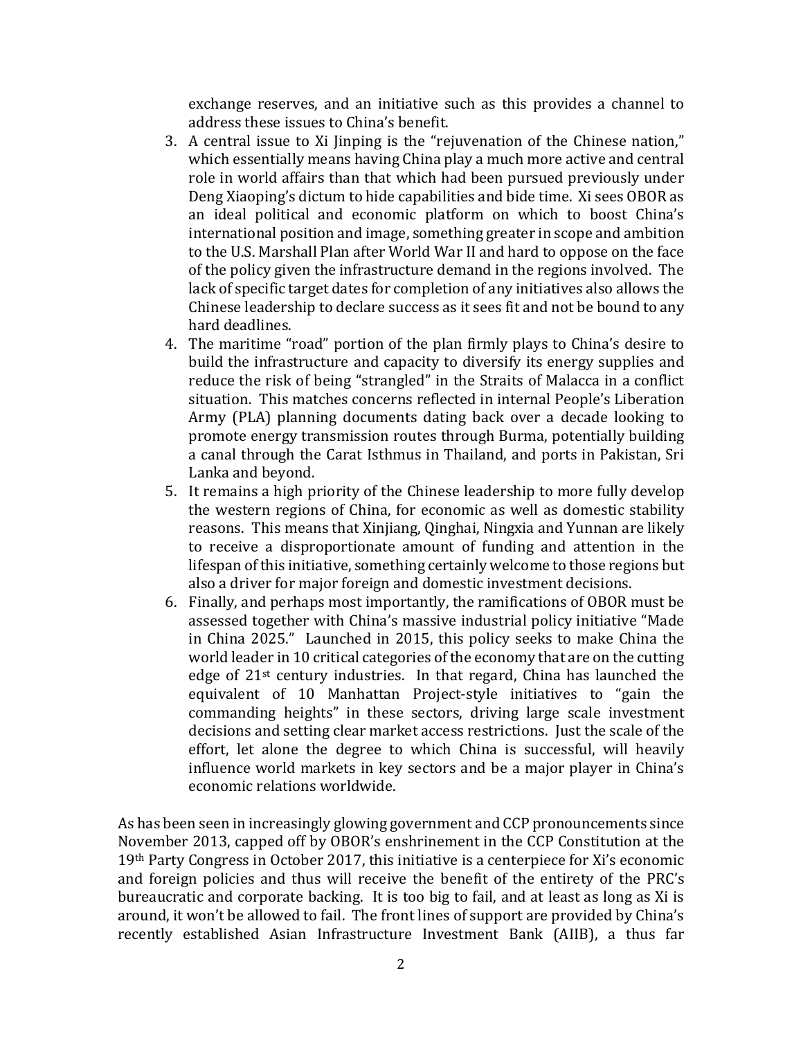exchange reserves, and an initiative such as this provides a channel to address these issues to China's benefit.

3. A central issue to Xi Jinping is the "rejuvenation of the Chinese nation," which essentially means having China play a much more active and central role in world affairs than that which had been pursued previously under Deng Xiaoping's dictum to hide capabilities and bide time. Xi sees OBOR as an ideal political and economic platform on which to boost China's international position and image, something greater in scope and ambition to the U.S. Marshall Plan after World War II and hard to oppose on the face of the policy given the infrastructure demand in the regions involved. The lack of specific target dates for completion of any initiatives also allows the Chinese leadership to declare success as it sees fit and not be bound to any hard deadlines.
4. The maritime "road" portion of the plan firmly plays to China's desire to build the infrastructure and capacity to diversify its energy supplies and reduce the risk of being "strangled" in the Straits of Malacca in a conflict situation. This matches concerns reflected in internal People's Liberation Army (PLA) planning documents dating back over a decade looking to promote energy transmission routes through Burma, potentially building a canal through the Carat Isthmus in Thailand, and ports in Pakistan, Sri Lanka and beyond.
5. It remains a high priority of the Chinese leadership to more fully develop the western regions of China, for economic as well as domestic stability reasons. This means that Xinjiang, Qinghai, Ningxia and Yunnan are likely to receive a disproportionate amount of funding and attention in the lifespan of this initiative, something certainly welcome to those regions but also a driver for major foreign and domestic investment decisions.
6. Finally, and perhaps most importantly, the ramifications of OBOR must be assessed together with China's massive industrial policy initiative "Made in China 2025." Launched in 2015, this policy seeks to make China the world leader in 10 critical categories of the economy that are on the cutting edge of 21st century industries. In that regard, China has launched the equivalent of 10 Manhattan Project-style initiatives to "gain the commanding heights" in these sectors, driving large scale investment decisions and setting clear market access restrictions. Just the scale of the effort, let alone the degree to which China is successful, will heavily influence world markets in key sectors and be a major player in China's economic relations worldwide.

As has been seen in increasingly glowing government and CCP pronouncements since November 2013, capped off by OBOR's enshrinement in the CCP Constitution at the 19th Party Congress in October 2017, this initiative is a centerpiece for Xi's economic and foreign policies and thus will receive the benefit of the entirety of the PRC's bureaucratic and corporate backing. It is too big to fail, and at least as long as Xi is around, it won't be allowed to fail. The front lines of support are provided by China's recently established Asian Infrastructure Investment Bank (AIIB), a thus far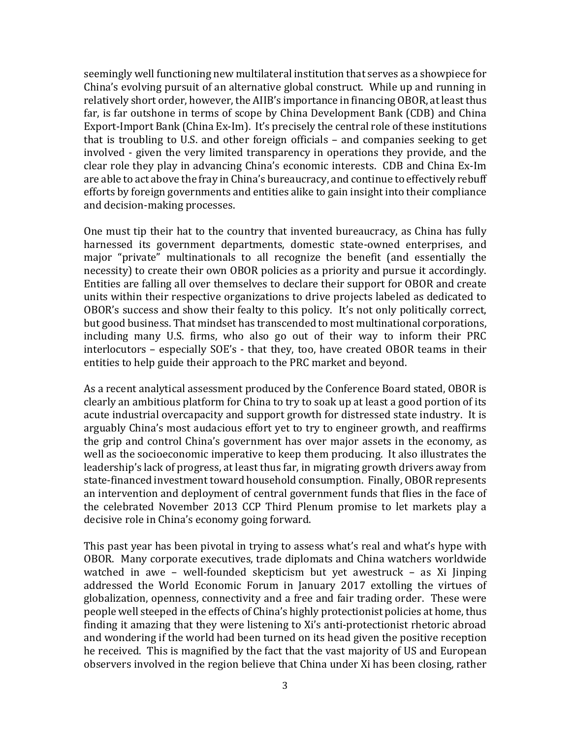seemingly well functioning new multilateral institution that serves as a showpiece for China's evolving pursuit of an alternative global construct. While up and running in relatively short order, however, the AIIB's importance in financing OBOR, at least thus far, is far outshone in terms of scope by China Development Bank (CDB) and China Export-Import Bank (China Ex-Im). It's precisely the central role of these institutions that is troubling to U.S. and other foreign officials – and companies seeking to get involved - given the very limited transparency in operations they provide, and the clear role they play in advancing China's economic interests. CDB and China Ex-Im are able to act above the fray in China's bureaucracy, and continue to effectively rebuff efforts by foreign governments and entities alike to gain insight into their compliance and decision-making processes.

One must tip their hat to the country that invented bureaucracy, as China has fully harnessed its government departments, domestic state-owned enterprises, and major "private" multinationals to all recognize the benefit (and essentially the necessity) to create their own OBOR policies as a priority and pursue it accordingly. Entities are falling all over themselves to declare their support for OBOR and create units within their respective organizations to drive projects labeled as dedicated to OBOR's success and show their fealty to this policy. It's not only politically correct, but good business. That mindset has transcended to most multinational corporations, including many U.S. firms, who also go out of their way to inform their PRC interlocutors – especially SOE's - that they, too, have created OBOR teams in their entities to help guide their approach to the PRC market and beyond.

As a recent analytical assessment produced by the Conference Board stated, OBOR is clearly an ambitious platform for China to try to soak up at least a good portion of its acute industrial overcapacity and support growth for distressed state industry. It is arguably China's most audacious effort yet to try to engineer growth, and reaffirms the grip and control China's government has over major assets in the economy, as well as the socioeconomic imperative to keep them producing. It also illustrates the leadership's lack of progress, at least thus far, in migrating growth drivers away from state-financed investment toward household consumption. Finally, OBOR represents an intervention and deployment of central government funds that flies in the face of the celebrated November 2013 CCP Third Plenum promise to let markets play a decisive role in China's economy going forward.

This past year has been pivotal in trying to assess what's real and what's hype with OBOR. Many corporate executives, trade diplomats and China watchers worldwide watched in awe – well-founded skepticism but yet awestruck – as Xi Jinping addressed the World Economic Forum in January 2017 extolling the virtues of globalization, openness, connectivity and a free and fair trading order. These were people well steeped in the effects of China's highly protectionist policies at home, thus finding it amazing that they were listening to Xi's anti-protectionist rhetoric abroad and wondering if the world had been turned on its head given the positive reception he received. This is magnified by the fact that the vast majority of US and European observers involved in the region believe that China under Xi has been closing, rather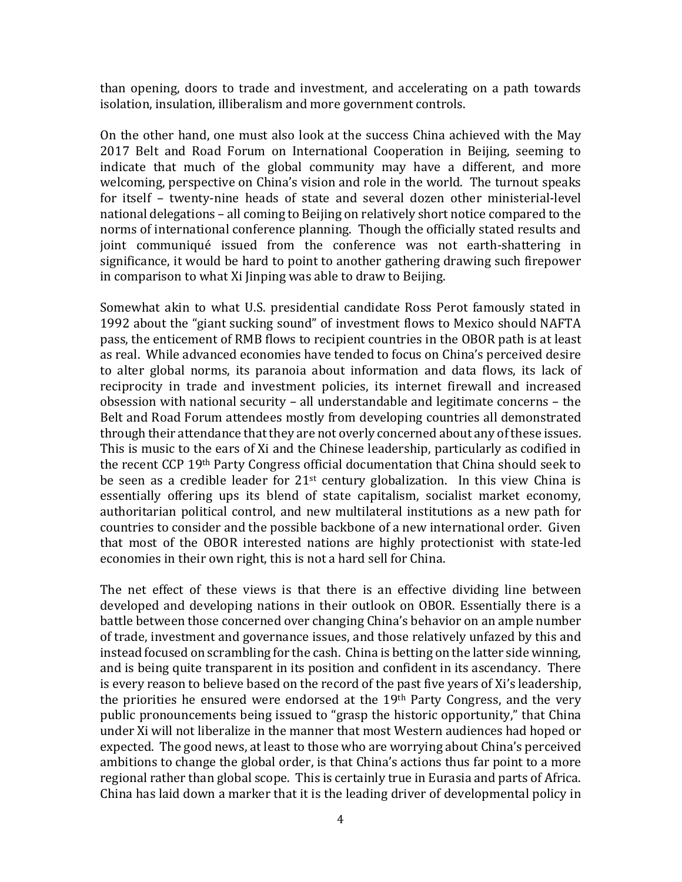than opening, doors to trade and investment, and accelerating on a path towards isolation, insulation, illiberalism and more government controls.

On the other hand, one must also look at the success China achieved with the May 2017 Belt and Road Forum on International Cooperation in Beijing, seeming to indicate that much of the global community may have a different, and more welcoming, perspective on China's vision and role in the world. The turnout speaks for itself – twenty-nine heads of state and several dozen other ministerial-level national delegations – all coming to Beijing on relatively short notice compared to the norms of international conference planning. Though the officially stated results and joint communiqué issued from the conference was not earth-shattering in significance, it would be hard to point to another gathering drawing such firepower in comparison to what Xi Jinping was able to draw to Beijing.

Somewhat akin to what U.S. presidential candidate Ross Perot famously stated in 1992 about the "giant sucking sound" of investment flows to Mexico should NAFTA pass, the enticement of RMB flows to recipient countries in the OBOR path is at least as real. While advanced economies have tended to focus on China's perceived desire to alter global norms, its paranoia about information and data flows, its lack of reciprocity in trade and investment policies, its internet firewall and increased obsession with national security – all understandable and legitimate concerns – the Belt and Road Forum attendees mostly from developing countries all demonstrated through their attendance that they are not overly concerned about any of these issues. This is music to the ears of Xi and the Chinese leadership, particularly as codified in the recent CCP 19th Party Congress official documentation that China should seek to be seen as a credible leader for 21st century globalization. In this view China is essentially offering ups its blend of state capitalism, socialist market economy, authoritarian political control, and new multilateral institutions as a new path for countries to consider and the possible backbone of a new international order. Given that most of the OBOR interested nations are highly protectionist with state-led economies in their own right, this is not a hard sell for China.

The net effect of these views is that there is an effective dividing line between developed and developing nations in their outlook on OBOR. Essentially there is a battle between those concerned over changing China's behavior on an ample number of trade, investment and governance issues, and those relatively unfazed by this and instead focused on scrambling for the cash. China is betting on the latter side winning, and is being quite transparent in its position and confident in its ascendancy. There is every reason to believe based on the record of the past five years of Xi's leadership, the priorities he ensured were endorsed at the 19th Party Congress, and the very public pronouncements being issued to "grasp the historic opportunity," that China under Xi will not liberalize in the manner that most Western audiences had hoped or expected. The good news, at least to those who are worrying about China's perceived ambitions to change the global order, is that China's actions thus far point to a more regional rather than global scope. This is certainly true in Eurasia and parts of Africa. China has laid down a marker that it is the leading driver of developmental policy in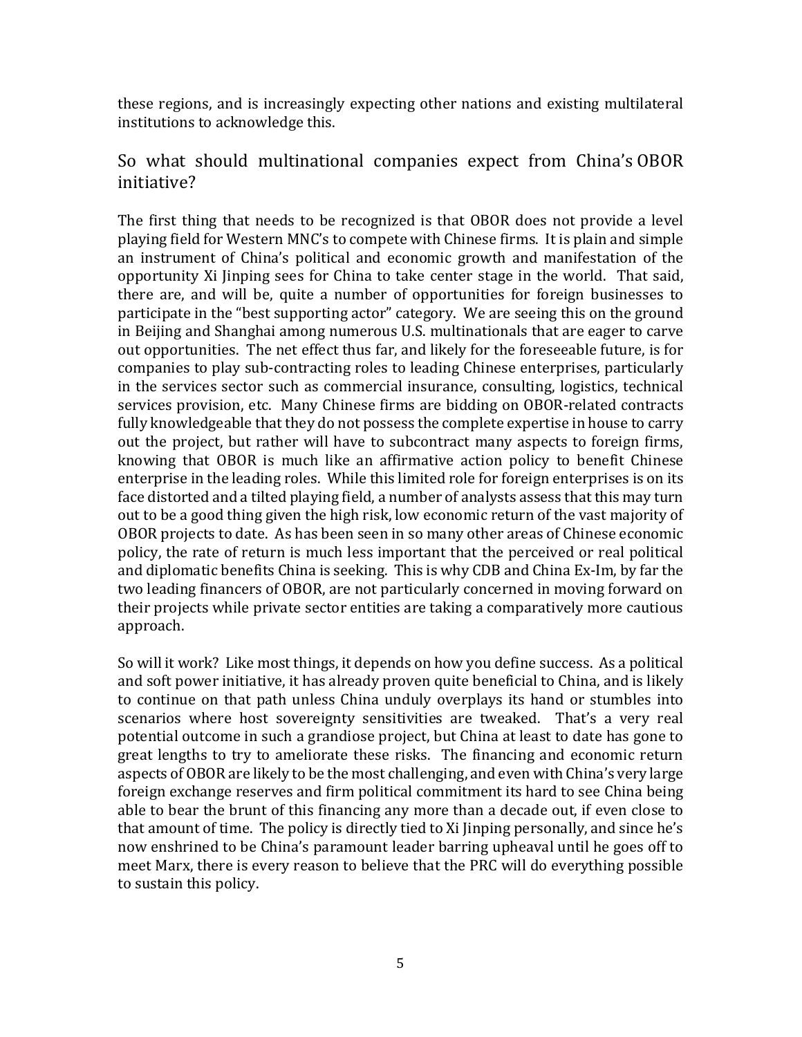these regions, and is increasingly expecting other nations and existing multilateral institutions to acknowledge this.

## So what should multinational companies expect from China's OBOR initiative?

The first thing that needs to be recognized is that OBOR does not provide a level playing field for Western MNC's to compete with Chinese firms. It is plain and simple an instrument of China's political and economic growth and manifestation of the opportunity Xi Jinping sees for China to take center stage in the world. That said, there are, and will be, quite a number of opportunities for foreign businesses to participate in the "best supporting actor" category. We are seeing this on the ground in Beijing and Shanghai among numerous U.S. multinationals that are eager to carve out opportunities. The net effect thus far, and likely for the foreseeable future, is for companies to play sub-contracting roles to leading Chinese enterprises, particularly in the services sector such as commercial insurance, consulting, logistics, technical services provision, etc. Many Chinese firms are bidding on OBOR-related contracts fully knowledgeable that they do not possess the complete expertise in house to carry out the project, but rather will have to subcontract many aspects to foreign firms, knowing that OBOR is much like an affirmative action policy to benefit Chinese enterprise in the leading roles. While this limited role for foreign enterprises is on its face distorted and a tilted playing field, a number of analysts assess that this may turn out to be a good thing given the high risk, low economic return of the vast majority of OBOR projects to date. As has been seen in so many other areas of Chinese economic policy, the rate of return is much less important that the perceived or real political and diplomatic benefits China is seeking. This is why CDB and China Ex-Im, by far the two leading financers of OBOR, are not particularly concerned in moving forward on their projects while private sector entities are taking a comparatively more cautious approach.

So will it work? Like most things, it depends on how you define success. As a political and soft power initiative, it has already proven quite beneficial to China, and is likely to continue on that path unless China unduly overplays its hand or stumbles into scenarios where host sovereignty sensitivities are tweaked. That's a very real potential outcome in such a grandiose project, but China at least to date has gone to great lengths to try to ameliorate these risks. The financing and economic return aspects of OBOR are likely to be the most challenging, and even with China's very large foreign exchange reserves and firm political commitment its hard to see China being able to bear the brunt of this financing any more than a decade out, if even close to that amount of time. The policy is directly tied to Xi Jinping personally, and since he's now enshrined to be China's paramount leader barring upheaval until he goes off to meet Marx, there is every reason to believe that the PRC will do everything possible to sustain this policy.